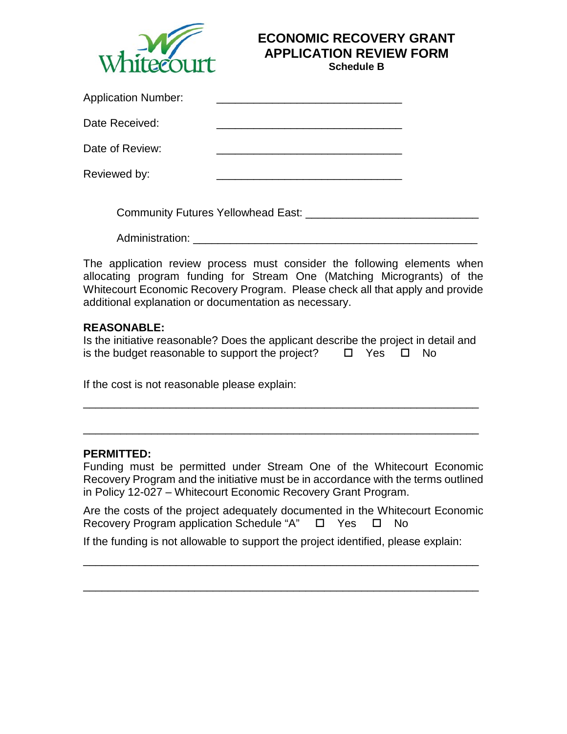Whitecourt

# ECONOMIC RECOVERY GRANT APPLICATION REVIEW FORM

**Schedule B**

Application Number: ______________________________

Date Received: ______________________________

Date of Review: ______________________________

Reviewed by: ______________________________

Community Futures Yellowhead East: ____________________________

Administration: ______________________________________________

The application review process must consider the following elements when allocating program funding for Stream One (Matching Micrograants) of the Whitecourt Economic Recovery Program. Please check all that apply and provide additional explanation or documentation as necessary.

**REASONABLE:**

Is the initiative reasonable? Does the applicant describe the project in detail and is the budget reasonable to support the project? ☐ Yes ☐ No

If the cost is not reasonable please explain:

_________________________________________________________________

_________________________________________________________________

**PERMITTED:**

Funding must be permitted under Stream One of the Whitecourt Economic Recovery Program and the initiative must be in accordance with the terms outlined in Policy 12-027 – Whitecourt Economic Recovery Grant Program.

Are the costs of the project adequately documented in the Whitecourt Economic Recovery Program application Schedule "A" ☐ Yes ☐ No

If the funding is not allowable to support the project identified, please explain:

_________________________________________________________________

_________________________________________________________________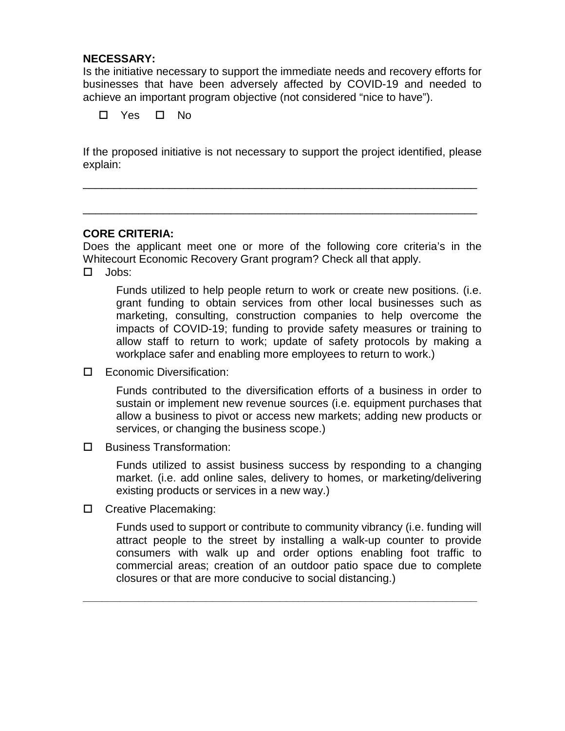**NECESSARY:**

Is the initiative necessary to support the immediate needs and recovery efforts for businesses that have been adversely affected by COVID-19 and needed to achieve an important program objective (not considered "nice to have").

☐ Yes ☐ No

If the proposed initiative is not necessary to support the project identified, please explain:

________________________________________________________________

________________________________________________________________

**CORE CRITERIA:**

Does the applicant meet one or more of the following core criteria's in the Whitecourt Economic Recovery Grant program? Check all that apply.

☐ Jobs:

Funds utilized to help people return to work or create new positions. (i.e. grant funding to obtain services from other local businesses such as marketing, consulting, construction companies to help overcome the impacts of COVID-19; funding to provide safety measures or training to allow staff to return to work; update of safety protocols by making a workplace safer and enabling more employees to return to work.)

☐ Economic Diversification:

Funds contributed to the diversification efforts of a business in order to sustain or implement new revenue sources (i.e. equipment purchases that allow a business to pivot or access new markets; adding new products or services, or changing the business scope.)

☐ Business Transformation:

Funds utilized to assist business success by responding to a changing market. (i.e. add online sales, delivery to homes, or marketing/delivering existing products or services in a new way.)

☐ Creative Placemaking:

Funds used to support or contribute to community vibrancy (i.e. funding will attract people to the street by installing a walk-up counter to provide consumers with walk up and order options enabling foot traffic to commercial areas; creation of an outdoor patio space due to complete closures or that are more conducive to social distancing.)

________________________________________________________________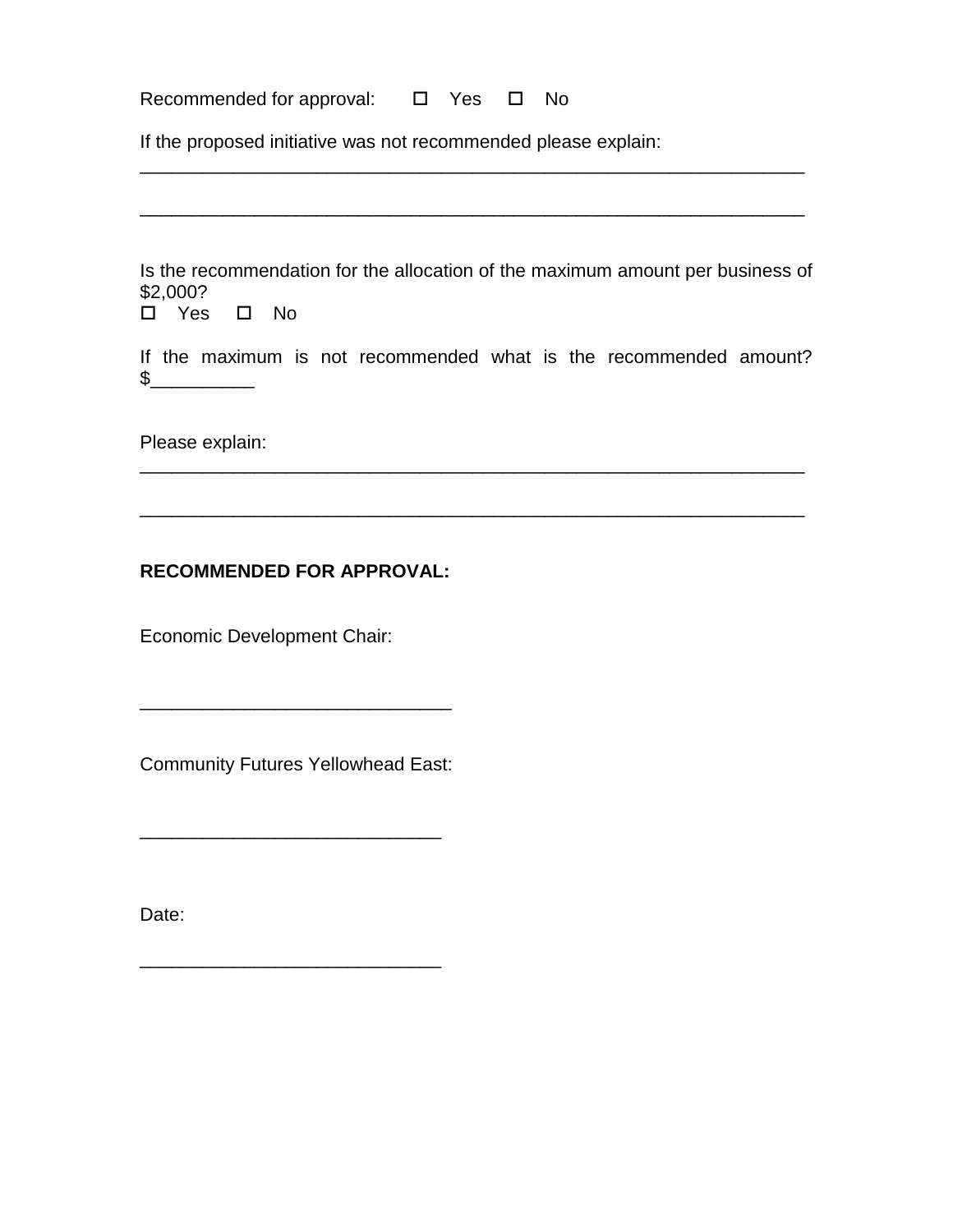Recommended for approval: ☐ Yes ☐ No

If the proposed initiative was not recommended please explain:

_________________________________________________________________

_________________________________________________________________

Is the recommendation for the allocation of the maximum amount per business of $2,000?

☐ Yes ☐ No

If the maximum is not recommended what is the recommended amount? $__________

Please explain:

_________________________________________________________________

_________________________________________________________________

**RECOMMENDED FOR APPROVAL:**

Economic Development Chair:

______________________________

Community Futures Yellowhead East:

_____________________________

Date:

_____________________________